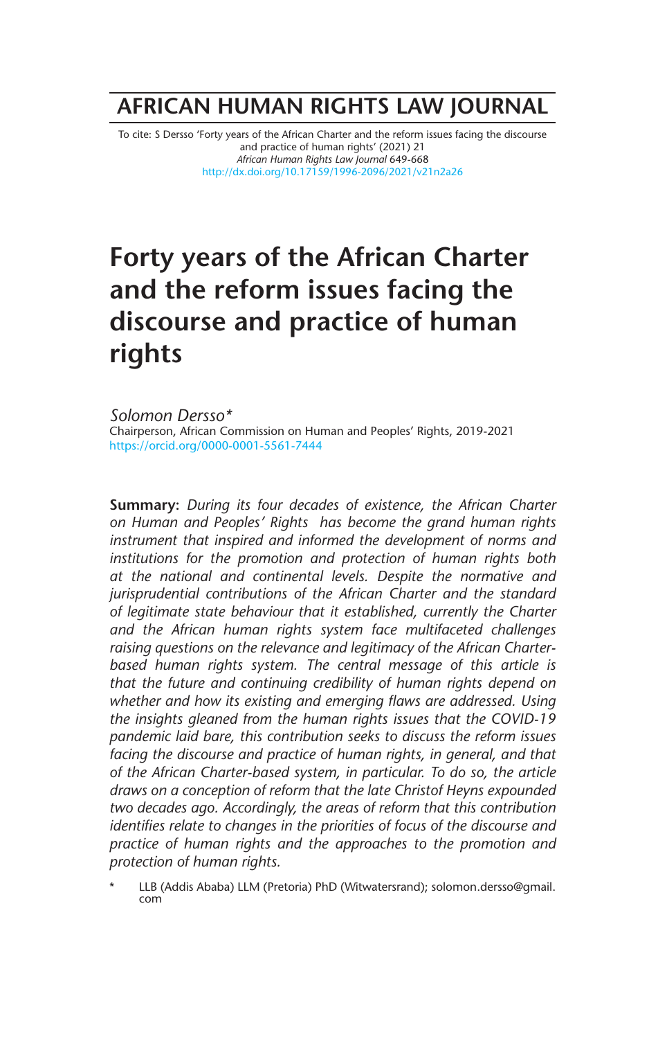# AFRICAN HUMAN RIGHTS LAW JOURNAL

To cite: S Dersso 'Forty years of the African Charter and the reform issues facing the discourse and practice of human rights' (2021) 21 *African Human Rights Law Journal* 649-668
http://dx.doi.org/10.17159/1996-2096/2021/v21n2a26

# Forty years of the African Charter and the reform issues facing the discourse and practice of human rights

*Solomon Dersso\**
Chairperson, African Commission on Human and Peoples' Rights, 2019-2021
https://orcid.org/0000-0001-5561-7444

**Summary:** *During its four decades of existence, the African Charter on Human and Peoples' Rights has become the grand human rights instrument that inspired and informed the development of norms and institutions for the promotion and protection of human rights both at the national and continental levels. Despite the normative and jurisprudential contributions of the African Charter and the standard of legitimate state behaviour that it established, currently the Charter and the African human rights system face multifaceted challenges raising questions on the relevance and legitimacy of the African Charter-based human rights system. The central message of this article is that the future and continuing credibility of human rights depend on whether and how its existing and emerging flaws are addressed. Using the insights gleaned from the human rights issues that the COVID-19 pandemic laid bare, this contribution seeks to discuss the reform issues facing the discourse and practice of human rights, in general, and that of the African Charter-based system, in particular. To do so, the article draws on a conception of reform that the late Christof Heyns expounded two decades ago. Accordingly, the areas of reform that this contribution identifies relate to changes in the priorities of focus of the discourse and practice of human rights and the approaches to the promotion and protection of human rights.*

\* LLB (Addis Ababa) LLM (Pretoria) PhD (Witwatersrand); solomon.dersso@gmail.com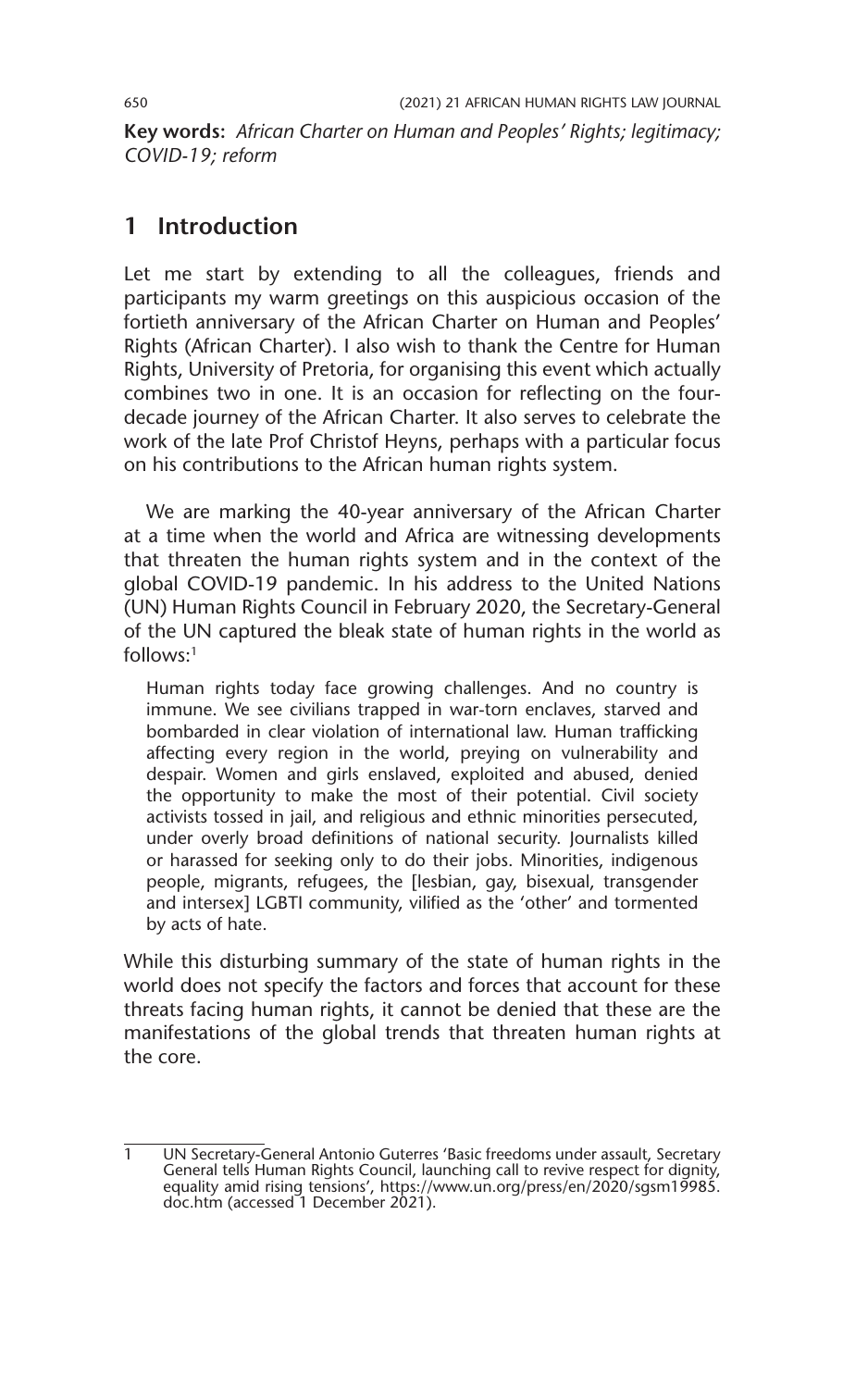**Key words:** *African Charter on Human and Peoples' Rights; legitimacy; COVID-19; reform*

## 1 Introduction

Let me start by extending to all the colleagues, friends and participants my warm greetings on this auspicious occasion of the fortieth anniversary of the African Charter on Human and Peoples' Rights (African Charter). I also wish to thank the Centre for Human Rights, University of Pretoria, for organising this event which actually combines two in one. It is an occasion for reflecting on the four-decade journey of the African Charter. It also serves to celebrate the work of the late Prof Christof Heyns, perhaps with a particular focus on his contributions to the African human rights system.

We are marking the 40-year anniversary of the African Charter at a time when the world and Africa are witnessing developments that threaten the human rights system and in the context of the global COVID-19 pandemic. In his address to the United Nations (UN) Human Rights Council in February 2020, the Secretary-General of the UN captured the bleak state of human rights in the world as follows:[1]

> Human rights today face growing challenges. And no country is immune. We see civilians trapped in war-torn enclaves, starved and bombarded in clear violation of international law. Human trafficking affecting every region in the world, preying on vulnerability and despair. Women and girls enslaved, exploited and abused, denied the opportunity to make the most of their potential. Civil society activists tossed in jail, and religious and ethnic minorities persecuted, under overly broad definitions of national security. Journalists killed or harassed for seeking only to do their jobs. Minorities, indigenous people, migrants, refugees, the [lesbian, gay, bisexual, transgender and intersex] LGBTI community, vilified as the 'other' and tormented by acts of hate.

While this disturbing summary of the state of human rights in the world does not specify the factors and forces that account for these threats facing human rights, it cannot be denied that these are the manifestations of the global trends that threaten human rights at the core.

---

1 UN Secretary-General Antonio Guterres 'Basic freedoms under assault, Secretary General tells Human Rights Council, launching call to revive respect for dignity, equality amid rising tensions', https://www.un.org/press/en/2020/sgsm19985.doc.htm (accessed 1 December 2021).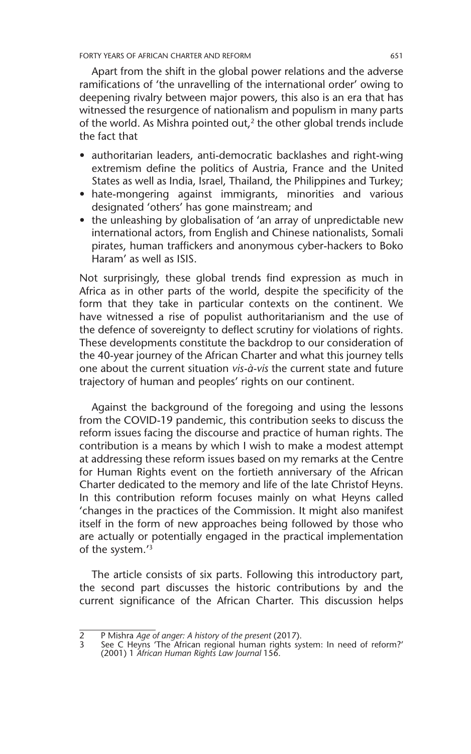Apart from the shift in the global power relations and the adverse ramifications of 'the unravelling of the international order' owing to deepening rivalry between major powers, this also is an era that has witnessed the resurgence of nationalism and populism in many parts of the world. As Mishra pointed out,[2] the other global trends include the fact that

- authoritarian leaders, anti-democratic backlashes and right-wing extremism define the politics of Austria, France and the United States as well as India, Israel, Thailand, the Philippines and Turkey;
- hate-mongering against immigrants, minorities and various designated 'others' has gone mainstream; and
- the unleashing by globalisation of 'an array of unpredictable new international actors, from English and Chinese nationalists, Somali pirates, human traffickers and anonymous cyber-hackers to Boko Haram' as well as ISIS.

Not surprisingly, these global trends find expression as much in Africa as in other parts of the world, despite the specificity of the form that they take in particular contexts on the continent. We have witnessed a rise of populist authoritarianism and the use of the defence of sovereignty to deflect scrutiny for violations of rights. These developments constitute the backdrop to our consideration of the 40-year journey of the African Charter and what this journey tells one about the current situation *vis-à-vis* the current state and future trajectory of human and peoples' rights on our continent.

Against the background of the foregoing and using the lessons from the COVID-19 pandemic, this contribution seeks to discuss the reform issues facing the discourse and practice of human rights. The contribution is a means by which I wish to make a modest attempt at addressing these reform issues based on my remarks at the Centre for Human Rights event on the fortieth anniversary of the African Charter dedicated to the memory and life of the late Christof Heyns. In this contribution reform focuses mainly on what Heyns called 'changes in the practices of the Commission. It might also manifest itself in the form of new approaches being followed by those who are actually or potentially engaged in the practical implementation of the system.'[3]

The article consists of six parts. Following this introductory part, the second part discusses the historic contributions by and the current significance of the African Charter. This discussion helps

---

2 P Mishra *Age of anger: A history of the present* (2017).

3 See C Heyns 'The African regional human rights system: In need of reform?' (2001) 1 *African Human Rights Law Journal* 156.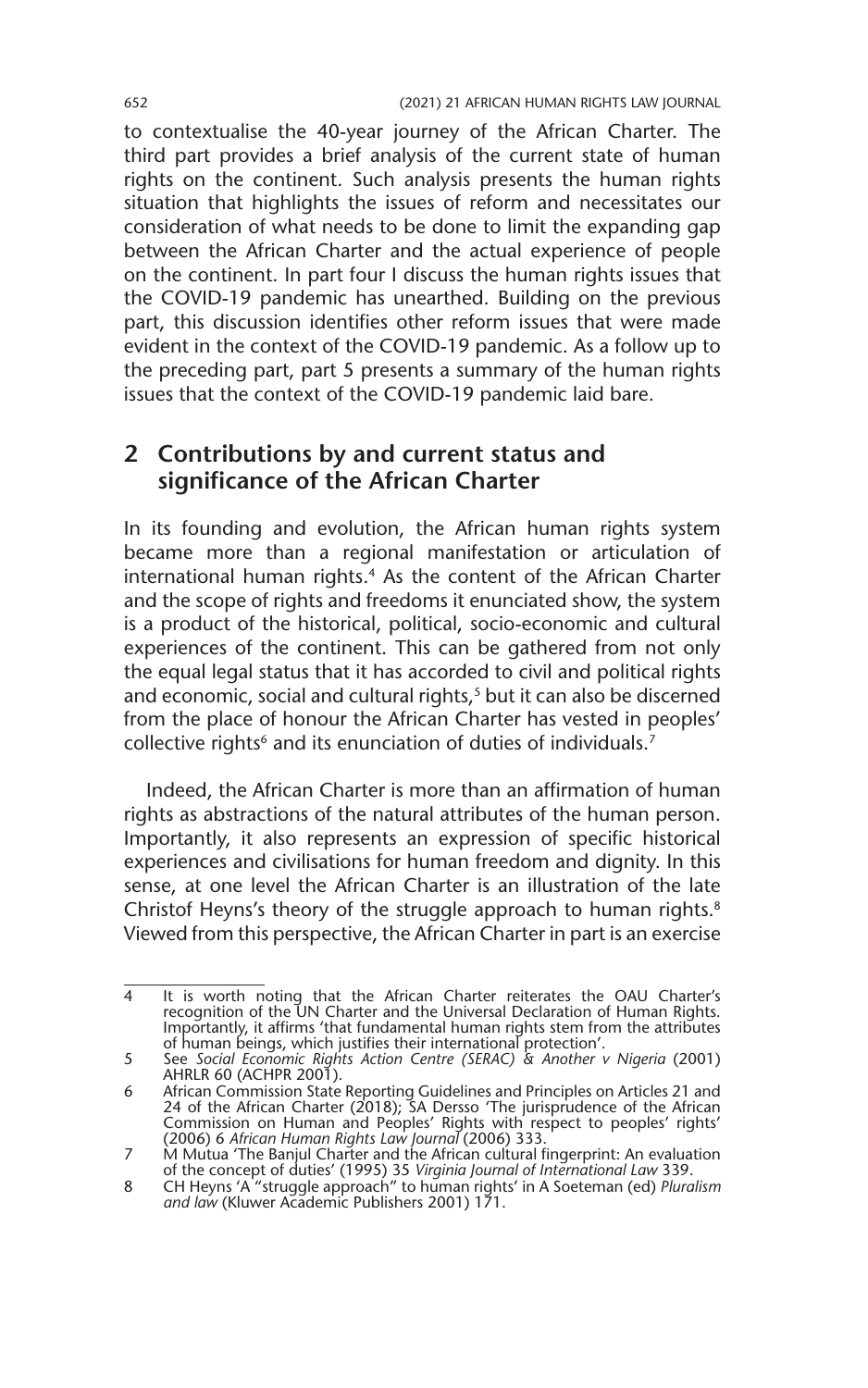to contextualise the 40-year journey of the African Charter. The third part provides a brief analysis of the current state of human rights on the continent. Such analysis presents the human rights situation that highlights the issues of reform and necessitates our consideration of what needs to be done to limit the expanding gap between the African Charter and the actual experience of people on the continent. In part four I discuss the human rights issues that the COVID-19 pandemic has unearthed. Building on the previous part, this discussion identifies other reform issues that were made evident in the context of the COVID-19 pandemic. As a follow up to the preceding part, part 5 presents a summary of the human rights issues that the context of the COVID-19 pandemic laid bare.

## 2 Contributions by and current status and significance of the African Charter

In its founding and evolution, the African human rights system became more than a regional manifestation or articulation of international human rights.[4] As the content of the African Charter and the scope of rights and freedoms it enunciated show, the system is a product of the historical, political, socio-economic and cultural experiences of the continent. This can be gathered from not only the equal legal status that it has accorded to civil and political rights and economic, social and cultural rights,[5] but it can also be discerned from the place of honour the African Charter has vested in peoples' collective rights[6] and its enunciation of duties of individuals.[7]

Indeed, the African Charter is more than an affirmation of human rights as abstractions of the natural attributes of the human person. Importantly, it also represents an expression of specific historical experiences and civilisations for human freedom and dignity. In this sense, at one level the African Charter is an illustration of the late Christof Heyns's theory of the struggle approach to human rights.[8] Viewed from this perspective, the African Charter in part is an exercise

---

4 It is worth noting that the African Charter reiterates the OAU Charter's recognition of the UN Charter and the Universal Declaration of Human Rights. Importantly, it affirms 'that fundamental human rights stem from the attributes of human beings, which justifies their international protection'.

5 See *Social Economic Rights Action Centre (SERAC) & Another v Nigeria* (2001) AHRLR 60 (ACHPR 2001).

6 African Commission State Reporting Guidelines and Principles on Articles 21 and 24 of the African Charter (2018); SA Dersso 'The jurisprudence of the African Commission on Human and Peoples' Rights with respect to peoples' rights' (2006) 6 *African Human Rights Law Journal* (2006) 333.

7 M Mutua 'The Banjul Charter and the African cultural fingerprint: An evaluation of the concept of duties' (1995) 35 *Virginia Journal of International Law* 339.

8 CH Heyns 'A "struggle approach" to human rights' in A Soeteman (ed) *Pluralism and law* (Kluwer Academic Publishers 2001) 171.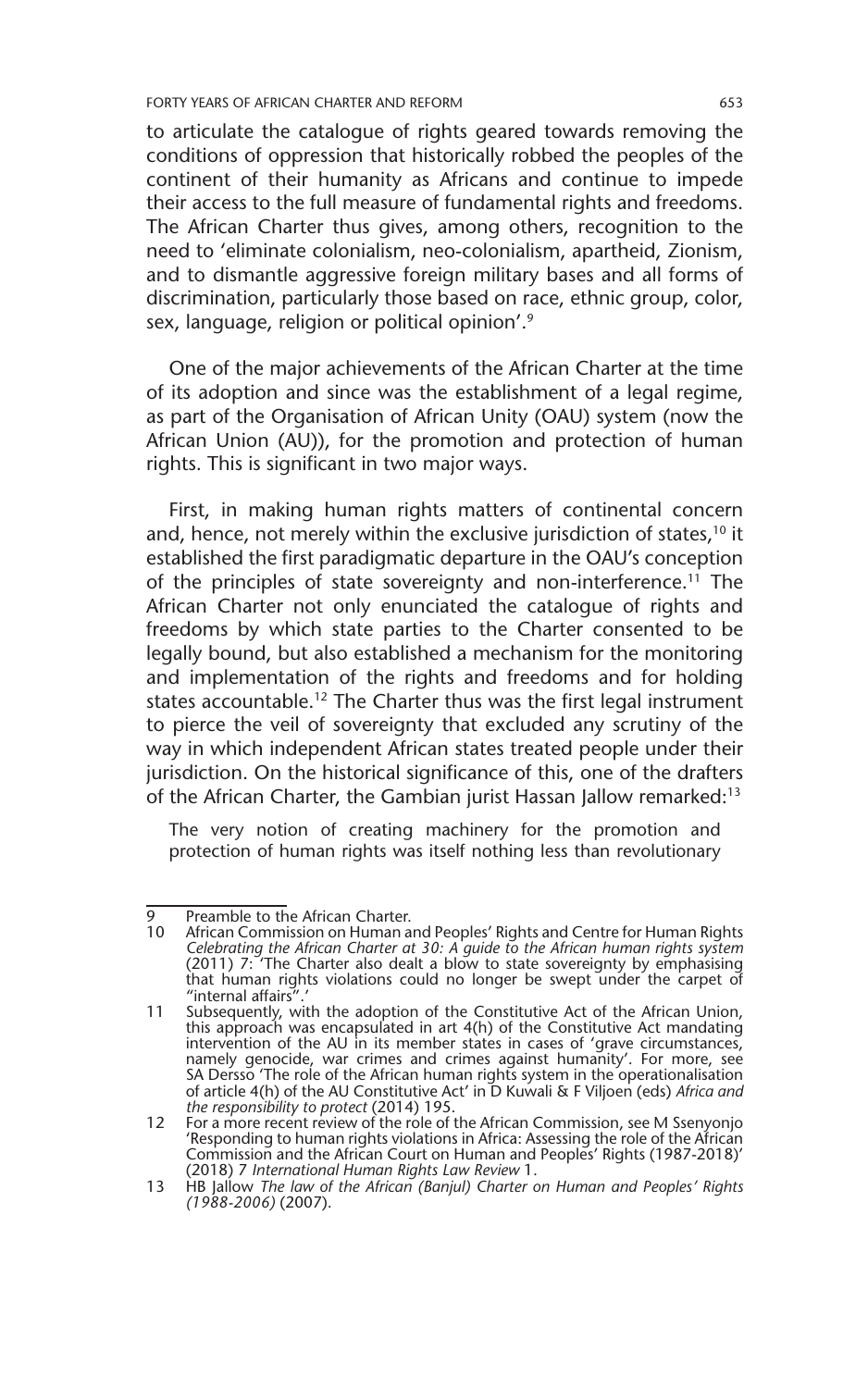to articulate the catalogue of rights geared towards removing the conditions of oppression that historically robbed the peoples of the continent of their humanity as Africans and continue to impede their access to the full measure of fundamental rights and freedoms. The African Charter thus gives, among others, recognition to the need to 'eliminate colonialism, neo-colonialism, apartheid, Zionism, and to dismantle aggressive foreign military bases and all forms of discrimination, particularly those based on race, ethnic group, color, sex, language, religion or political opinion'.[9]

One of the major achievements of the African Charter at the time of its adoption and since was the establishment of a legal regime, as part of the Organisation of African Unity (OAU) system (now the African Union (AU)), for the promotion and protection of human rights. This is significant in two major ways.

First, in making human rights matters of continental concern and, hence, not merely within the exclusive jurisdiction of states,[10] it established the first paradigmatic departure in the OAU's conception of the principles of state sovereignty and non-interference.[11] The African Charter not only enunciated the catalogue of rights and freedoms by which state parties to the Charter consented to be legally bound, but also established a mechanism for the monitoring and implementation of the rights and freedoms and for holding states accountable.[12] The Charter thus was the first legal instrument to pierce the veil of sovereignty that excluded any scrutiny of the way in which independent African states treated people under their jurisdiction. On the historical significance of this, one of the drafters of the African Charter, the Gambian jurist Hassan Jallow remarked:[13]

> The very notion of creating machinery for the promotion and protection of human rights was itself nothing less than revolutionary

---

9 Preamble to the African Charter.

10 African Commission on Human and Peoples' Rights and Centre for Human Rights *Celebrating the African Charter at 30: A guide to the African human rights system* (2011) 7: 'The Charter also dealt a blow to state sovereignty by emphasising that human rights violations could no longer be swept under the carpet of "internal affairs".'

11 Subsequently, with the adoption of the Constitutive Act of the African Union, this approach was encapsulated in art 4(h) of the Constitutive Act mandating intervention of the AU in its member states in cases of 'grave circumstances, namely genocide, war crimes and crimes against humanity'. For more, see SA Dersso 'The role of the African human rights system in the operationalisation of article 4(h) of the AU Constitutive Act' in D Kuwali & F Viljoen (eds) *Africa and the responsibility to protect* (2014) 195.

12 For a more recent review of the role of the African Commission, see M Ssenyonjo 'Responding to human rights violations in Africa: Assessing the role of the African Commission and the African Court on Human and Peoples' Rights (1987-2018)' (2018) 7 *International Human Rights Law Review* 1.

13 HB Jallow *The law of the African (Banjul) Charter on Human and Peoples' Rights (1988-2006)* (2007).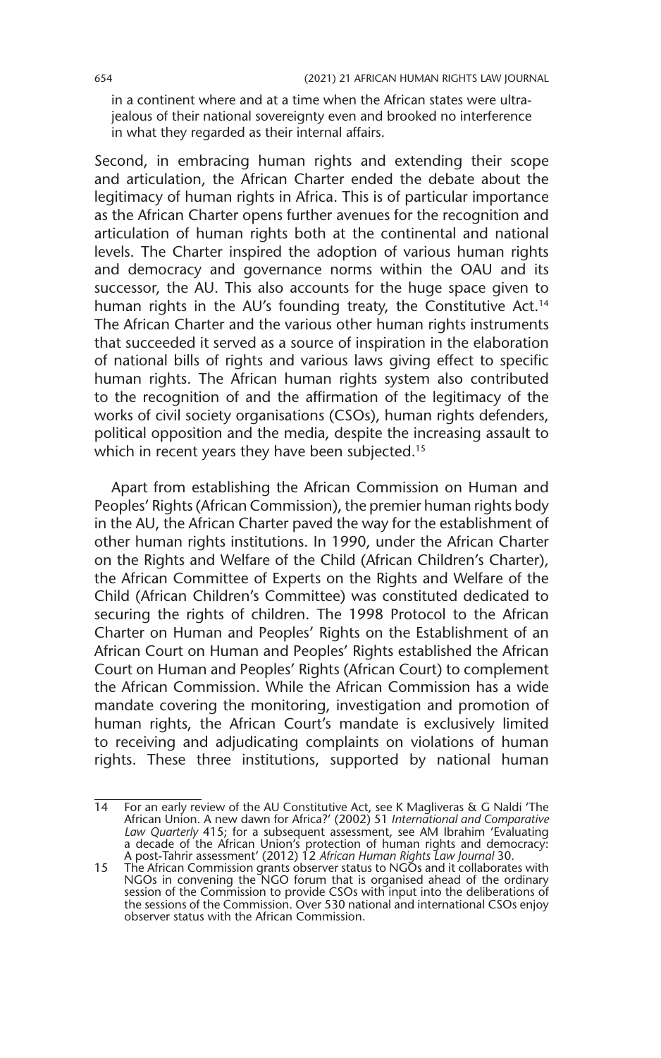in a continent where and at a time when the African states were ultra-jealous of their national sovereignty even and brooked no interference in what they regarded as their internal affairs.

Second, in embracing human rights and extending their scope and articulation, the African Charter ended the debate about the legitimacy of human rights in Africa. This is of particular importance as the African Charter opens further avenues for the recognition and articulation of human rights both at the continental and national levels. The Charter inspired the adoption of various human rights and democracy and governance norms within the OAU and its successor, the AU. This also accounts for the huge space given to human rights in the AU's founding treaty, the Constitutive Act.[14] The African Charter and the various other human rights instruments that succeeded it served as a source of inspiration in the elaboration of national bills of rights and various laws giving effect to specific human rights. The African human rights system also contributed to the recognition of and the affirmation of the legitimacy of the works of civil society organisations (CSOs), human rights defenders, political opposition and the media, despite the increasing assault to which in recent years they have been subjected.[15]

Apart from establishing the African Commission on Human and Peoples' Rights (African Commission), the premier human rights body in the AU, the African Charter paved the way for the establishment of other human rights institutions. In 1990, under the African Charter on the Rights and Welfare of the Child (African Children's Charter), the African Committee of Experts on the Rights and Welfare of the Child (African Children's Committee) was constituted dedicated to securing the rights of children. The 1998 Protocol to the African Charter on Human and Peoples' Rights on the Establishment of an African Court on Human and Peoples' Rights established the African Court on Human and Peoples' Rights (African Court) to complement the African Commission. While the African Commission has a wide mandate covering the monitoring, investigation and promotion of human rights, the African Court's mandate is exclusively limited to receiving and adjudicating complaints on violations of human rights. These three institutions, supported by national human

---

14 For an early review of the AU Constitutive Act, see K Magliveras & G Naldi 'The African Union. A new dawn for Africa?' (2002) 51 *International and Comparative Law Quarterly* 415; for a subsequent assessment, see AM Ibrahim 'Evaluating a decade of the African Union's protection of human rights and democracy: A post-Tahrir assessment' (2012) 12 *African Human Rights Law Journal* 30.

15 The African Commission grants observer status to NGOs and it collaborates with NGOs in convening the NGO forum that is organised ahead of the ordinary session of the Commission to provide CSOs with input into the deliberations of the sessions of the Commission. Over 530 national and international CSOs enjoy observer status with the African Commission.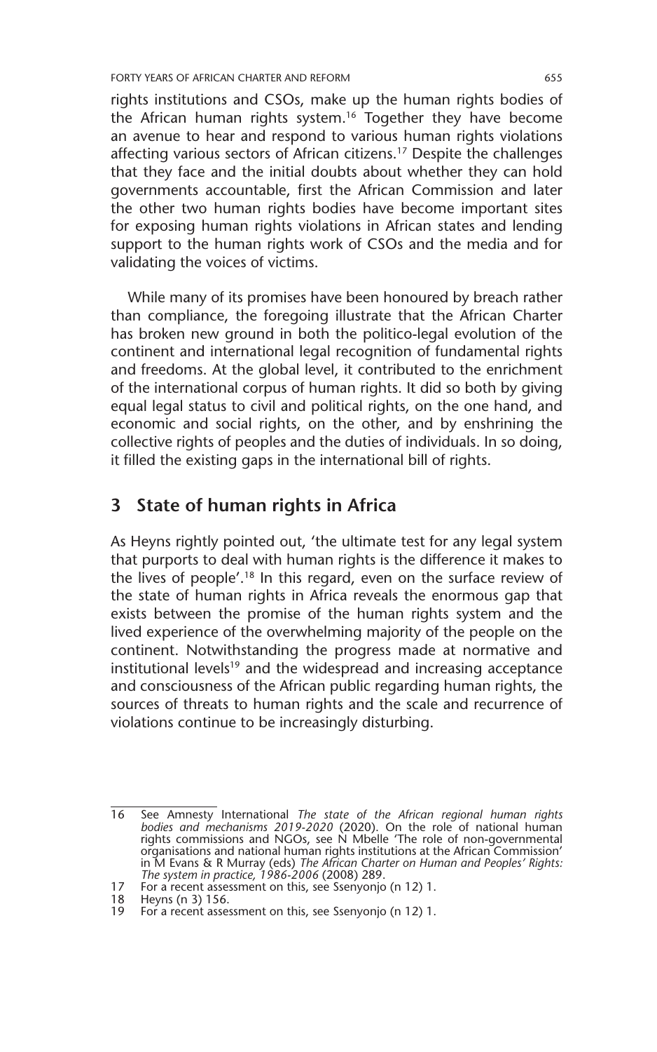rights institutions and CSOs, make up the human rights bodies of the African human rights system.[16] Together they have become an avenue to hear and respond to various human rights violations affecting various sectors of African citizens.[17] Despite the challenges that they face and the initial doubts about whether they can hold governments accountable, first the African Commission and later the other two human rights bodies have become important sites for exposing human rights violations in African states and lending support to the human rights work of CSOs and the media and for validating the voices of victims.

While many of its promises have been honoured by breach rather than compliance, the foregoing illustrate that the African Charter has broken new ground in both the politico-legal evolution of the continent and international legal recognition of fundamental rights and freedoms. At the global level, it contributed to the enrichment of the international corpus of human rights. It did so both by giving equal legal status to civil and political rights, on the one hand, and economic and social rights, on the other, and by enshrining the collective rights of peoples and the duties of individuals. In so doing, it filled the existing gaps in the international bill of rights.

## 3 State of human rights in Africa

As Heyns rightly pointed out, 'the ultimate test for any legal system that purports to deal with human rights is the difference it makes to the lives of people'.[18] In this regard, even on the surface review of the state of human rights in Africa reveals the enormous gap that exists between the promise of the human rights system and the lived experience of the overwhelming majority of the people on the continent. Notwithstanding the progress made at normative and institutional levels[19] and the widespread and increasing acceptance and consciousness of the African public regarding human rights, the sources of threats to human rights and the scale and recurrence of violations continue to be increasingly disturbing.

---

16 See Amnesty International *The state of the African regional human rights bodies and mechanisms 2019-2020* (2020). On the role of national human rights commissions and NGOs, see N Mbelle 'The role of non-governmental organisations and national human rights institutions at the African Commission' in M Evans & R Murray (eds) *The African Charter on Human and Peoples' Rights: The system in practice, 1986-2006* (2008) 289.

17 For a recent assessment on this, see Ssenyonjo (n 12) 1.

18 Heyns (n 3) 156.

19 For a recent assessment on this, see Ssenyonjo (n 12) 1.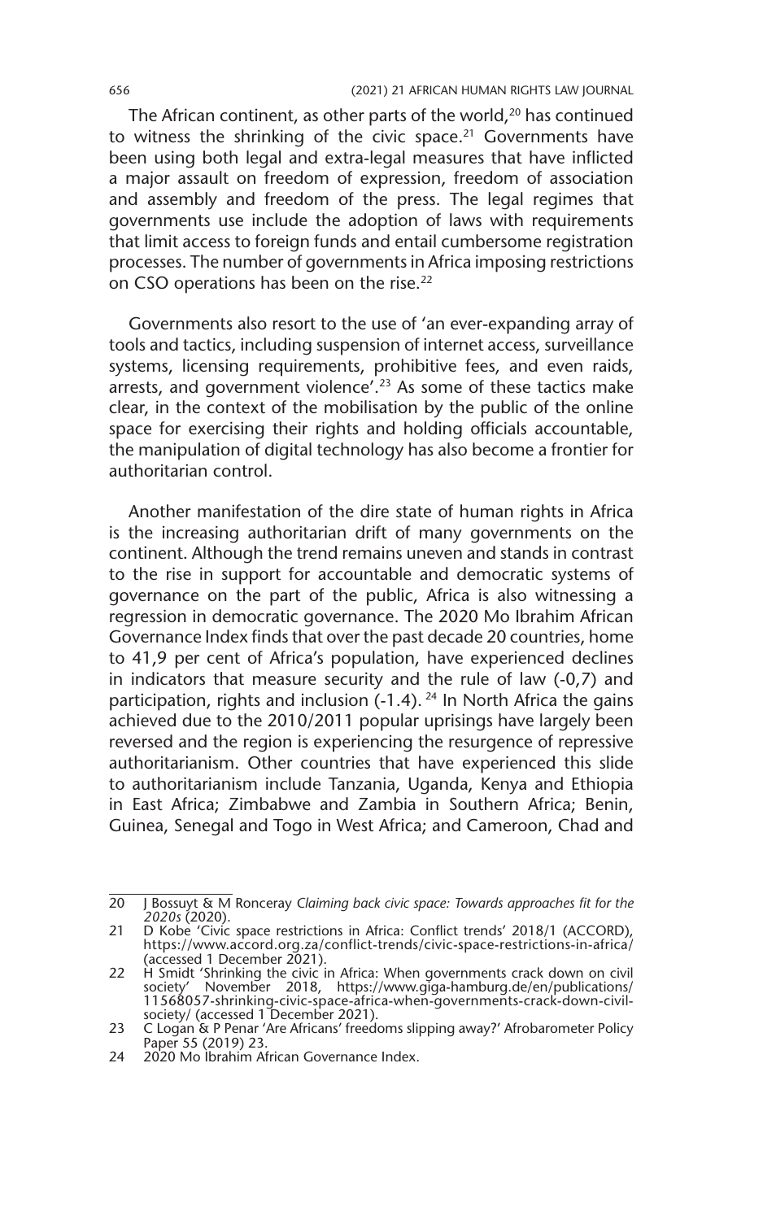The African continent, as other parts of the world,[20] has continued to witness the shrinking of the civic space.[21] Governments have been using both legal and extra-legal measures that have inflicted a major assault on freedom of expression, freedom of association and assembly and freedom of the press. The legal regimes that governments use include the adoption of laws with requirements that limit access to foreign funds and entail cumbersome registration processes. The number of governments in Africa imposing restrictions on CSO operations has been on the rise.[22]

Governments also resort to the use of 'an ever-expanding array of tools and tactics, including suspension of internet access, surveillance systems, licensing requirements, prohibitive fees, and even raids, arrests, and government violence'.[23] As some of these tactics make clear, in the context of the mobilisation by the public of the online space for exercising their rights and holding officials accountable, the manipulation of digital technology has also become a frontier for authoritarian control.

Another manifestation of the dire state of human rights in Africa is the increasing authoritarian drift of many governments on the continent. Although the trend remains uneven and stands in contrast to the rise in support for accountable and democratic systems of governance on the part of the public, Africa is also witnessing a regression in democratic governance. The 2020 Mo Ibrahim African Governance Index finds that over the past decade 20 countries, home to 41,9 per cent of Africa's population, have experienced declines in indicators that measure security and the rule of law (-0,7) and participation, rights and inclusion (-1.4).[24] In North Africa the gains achieved due to the 2010/2011 popular uprisings have largely been reversed and the region is experiencing the resurgence of repressive authoritarianism. Other countries that have experienced this slide to authoritarianism include Tanzania, Uganda, Kenya and Ethiopia in East Africa; Zimbabwe and Zambia in Southern Africa; Benin, Guinea, Senegal and Togo in West Africa; and Cameroon, Chad and

---

20 J Bossuyt & M Ronceray *Claiming back civic space: Towards approaches fit for the 2020s* (2020).

21 D Kobe 'Civic space restrictions in Africa: Conflict trends' 2018/1 (ACCORD), https://www.accord.org.za/conflict-trends/civic-space-restrictions-in-africa/ (accessed 1 December 2021).

22 H Smidt 'Shrinking the civic in Africa: When governments crack down on civil society' November 2018, https://www.giga-hamburg.de/en/publications/11568057-shrinking-civic-space-africa-when-governments-crack-down-civil-society/ (accessed 1 December 2021).

23 C Logan & P Penar 'Are Africans' freedoms slipping away?' Afrobarometer Policy Paper 55 (2019) 23.

24 2020 Mo Ibrahim African Governance Index.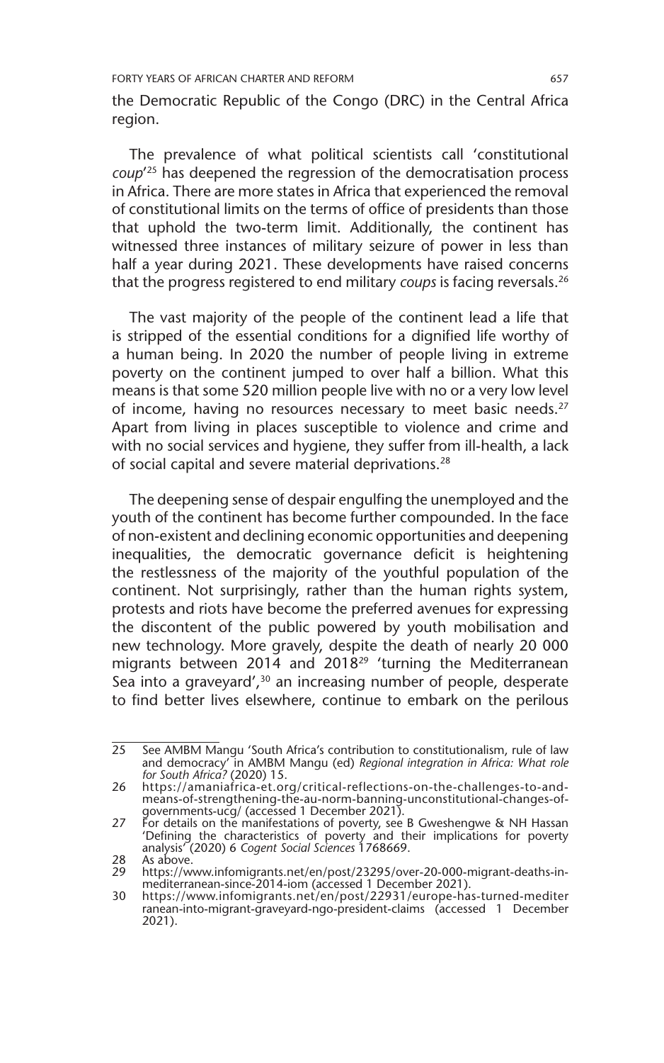the Democratic Republic of the Congo (DRC) in the Central Africa region.

The prevalence of what political scientists call 'constitutional *coup*'[25] has deepened the regression of the democratisation process in Africa. There are more states in Africa that experienced the removal of constitutional limits on the terms of office of presidents than those that uphold the two-term limit. Additionally, the continent has witnessed three instances of military seizure of power in less than half a year during 2021. These developments have raised concerns that the progress registered to end military *coups* is facing reversals.[26]

The vast majority of the people of the continent lead a life that is stripped of the essential conditions for a dignified life worthy of a human being. In 2020 the number of people living in extreme poverty on the continent jumped to over half a billion. What this means is that some 520 million people live with no or a very low level of income, having no resources necessary to meet basic needs.[27] Apart from living in places susceptible to violence and crime and with no social services and hygiene, they suffer from ill-health, a lack of social capital and severe material deprivations.[28]

The deepening sense of despair engulfing the unemployed and the youth of the continent has become further compounded. In the face of non-existent and declining economic opportunities and deepening inequalities, the democratic governance deficit is heightening the restlessness of the majority of the youthful population of the continent. Not surprisingly, rather than the human rights system, protests and riots have become the preferred avenues for expressing the discontent of the public powered by youth mobilisation and new technology. More gravely, despite the death of nearly 20 000 migrants between 2014 and 2018[29] 'turning the Mediterranean Sea into a graveyard',[30] an increasing number of people, desperate to find better lives elsewhere, continue to embark on the perilous

---

25 See AMBM Mangu 'South Africa's contribution to constitutionalism, rule of law and democracy' in AMBM Mangu (ed) *Regional integration in Africa: What role for South Africa?* (2020) 15.

26 https://amaniafrica-et.org/critical-reflections-on-the-challenges-to-and-means-of-strengthening-the-au-norm-banning-unconstitutional-changes-of-governments-ucg/ (accessed 1 December 2021).

27 For details on the manifestations of poverty, see B Gweshengwe & NH Hassan 'Defining the characteristics of poverty and their implications for poverty analysis' (2020) 6 *Cogent Social Sciences* 1768669.

28 As above.

29 https://www.infomigrants.net/en/post/23295/over-20-000-migrant-deaths-in-mediterranean-since-2014-iom (accessed 1 December 2021).

30 https://www.infomigrants.net/en/post/22931/europe-has-turned-mediterranean-into-migrant-graveyard-ngo-president-claims (accessed 1 December 2021).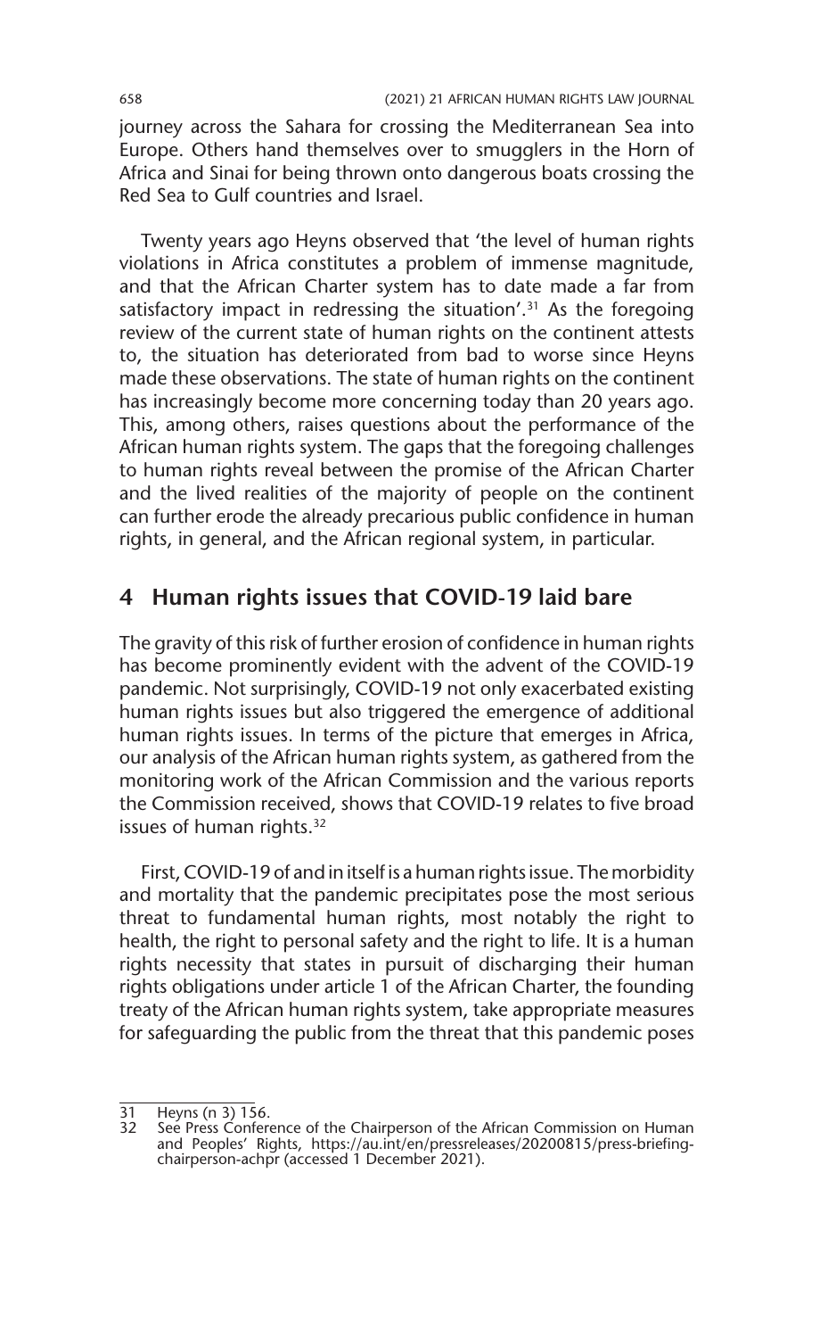journey across the Sahara for crossing the Mediterranean Sea into Europe. Others hand themselves over to smugglers in the Horn of Africa and Sinai for being thrown onto dangerous boats crossing the Red Sea to Gulf countries and Israel.

Twenty years ago Heyns observed that 'the level of human rights violations in Africa constitutes a problem of immense magnitude, and that the African Charter system has to date made a far from satisfactory impact in redressing the situation'.[31] As the foregoing review of the current state of human rights on the continent attests to, the situation has deteriorated from bad to worse since Heyns made these observations. The state of human rights on the continent has increasingly become more concerning today than 20 years ago. This, among others, raises questions about the performance of the African human rights system. The gaps that the foregoing challenges to human rights reveal between the promise of the African Charter and the lived realities of the majority of people on the continent can further erode the already precarious public confidence in human rights, in general, and the African regional system, in particular.

## 4 Human rights issues that COVID-19 laid bare

The gravity of this risk of further erosion of confidence in human rights has become prominently evident with the advent of the COVID-19 pandemic. Not surprisingly, COVID-19 not only exacerbated existing human rights issues but also triggered the emergence of additional human rights issues. In terms of the picture that emerges in Africa, our analysis of the African human rights system, as gathered from the monitoring work of the African Commission and the various reports the Commission received, shows that COVID-19 relates to five broad issues of human rights.[32]

First, COVID-19 of and in itself is a human rights issue. The morbidity and mortality that the pandemic precipitates pose the most serious threat to fundamental human rights, most notably the right to health, the right to personal safety and the right to life. It is a human rights necessity that states in pursuit of discharging their human rights obligations under article 1 of the African Charter, the founding treaty of the African human rights system, take appropriate measures for safeguarding the public from the threat that this pandemic poses

---

31 Heyns (n 3) 156.

32 See Press Conference of the Chairperson of the African Commission on Human and Peoples' Rights, https://au.int/en/pressreleases/20200815/press-briefing-chairperson-achpr (accessed 1 December 2021).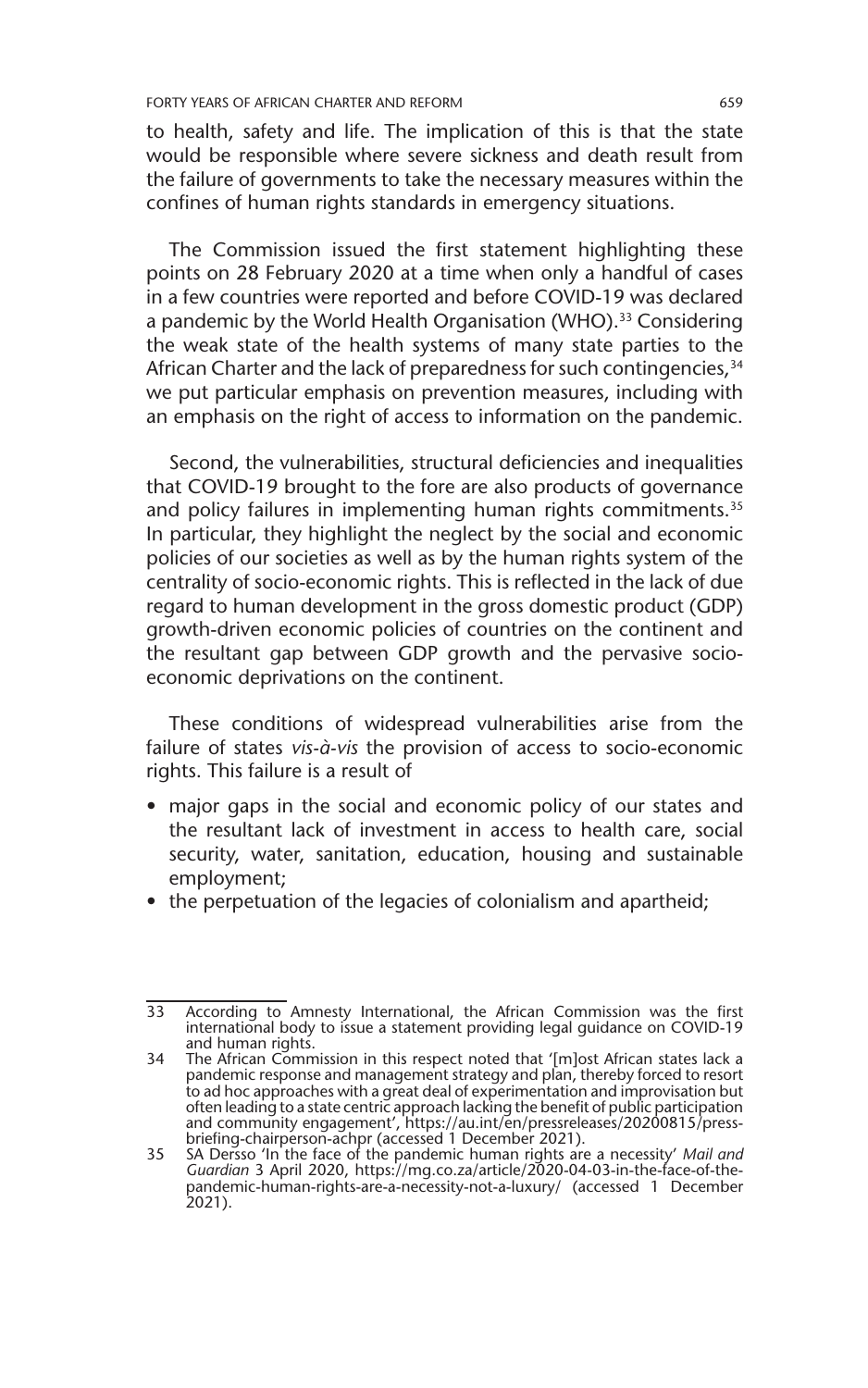to health, safety and life. The implication of this is that the state would be responsible where severe sickness and death result from the failure of governments to take the necessary measures within the confines of human rights standards in emergency situations.

The Commission issued the first statement highlighting these points on 28 February 2020 at a time when only a handful of cases in a few countries were reported and before COVID-19 was declared a pandemic by the World Health Organisation (WHO).[33] Considering the weak state of the health systems of many state parties to the African Charter and the lack of preparedness for such contingencies,[34] we put particular emphasis on prevention measures, including with an emphasis on the right of access to information on the pandemic.

Second, the vulnerabilities, structural deficiencies and inequalities that COVID-19 brought to the fore are also products of governance and policy failures in implementing human rights commitments.[35] In particular, they highlight the neglect by the social and economic policies of our societies as well as by the human rights system of the centrality of socio-economic rights. This is reflected in the lack of due regard to human development in the gross domestic product (GDP) growth-driven economic policies of countries on the continent and the resultant gap between GDP growth and the pervasive socio-economic deprivations on the continent.

These conditions of widespread vulnerabilities arise from the failure of states *vis-à-vis* the provision of access to socio-economic rights. This failure is a result of

- major gaps in the social and economic policy of our states and the resultant lack of investment in access to health care, social security, water, sanitation, education, housing and sustainable employment;
- the perpetuation of the legacies of colonialism and apartheid;

---

33 According to Amnesty International, the African Commission was the first international body to issue a statement providing legal guidance on COVID-19 and human rights.

34 The African Commission in this respect noted that '[m]ost African states lack a pandemic response and management strategy and plan, thereby forced to resort to ad hoc approaches with a great deal of experimentation and improvisation but often leading to a state centric approach lacking the benefit of public participation and community engagement', https://au.int/en/pressreleases/20200815/press-briefing-chairperson-achpr (accessed 1 December 2021).

35 SA Dersso 'In the face of the pandemic human rights are a necessity' *Mail and Guardian* 3 April 2020, https://mg.co.za/article/2020-04-03-in-the-face-of-the-pandemic-human-rights-are-a-necessity-not-a-luxury/ (accessed 1 December 2021).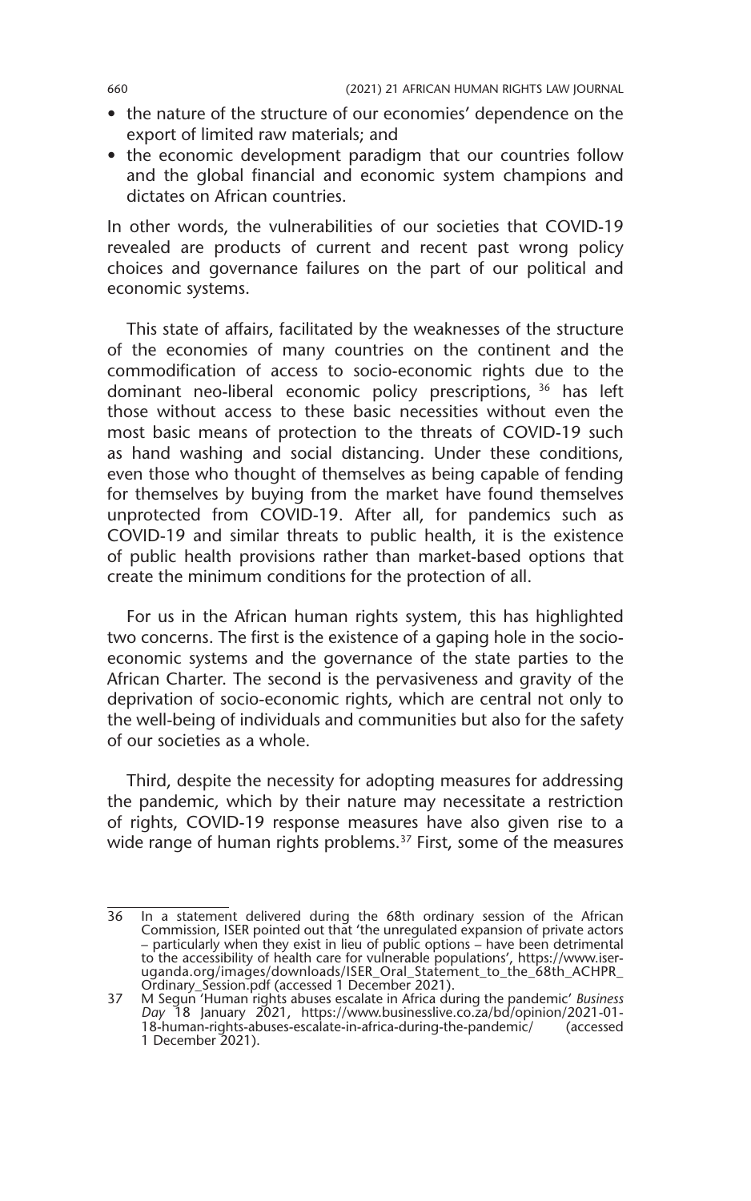- the nature of the structure of our economies' dependence on the export of limited raw materials; and
- the economic development paradigm that our countries follow and the global financial and economic system champions and dictates on African countries.

In other words, the vulnerabilities of our societies that COVID-19 revealed are products of current and recent past wrong policy choices and governance failures on the part of our political and economic systems.

This state of affairs, facilitated by the weaknesses of the structure of the economies of many countries on the continent and the commodification of access to socio-economic rights due to the dominant neo-liberal economic policy prescriptions, [36] has left those without access to these basic necessities without even the most basic means of protection to the threats of COVID-19 such as hand washing and social distancing. Under these conditions, even those who thought of themselves as being capable of fending for themselves by buying from the market have found themselves unprotected from COVID-19. After all, for pandemics such as COVID-19 and similar threats to public health, it is the existence of public health provisions rather than market-based options that create the minimum conditions for the protection of all.

For us in the African human rights system, this has highlighted two concerns. The first is the existence of a gaping hole in the socio-economic systems and the governance of the state parties to the African Charter. The second is the pervasiveness and gravity of the deprivation of socio-economic rights, which are central not only to the well-being of individuals and communities but also for the safety of our societies as a whole.

Third, despite the necessity for adopting measures for addressing the pandemic, which by their nature may necessitate a restriction of rights, COVID-19 response measures have also given rise to a wide range of human rights problems.[37] First, some of the measures

---

36 In a statement delivered during the 68th ordinary session of the African Commission, ISER pointed out that 'the unregulated expansion of private actors – particularly when they exist in lieu of public options – have been detrimental to the accessibility of health care for vulnerable populations', https://www.iser-uganda.org/images/downloads/ISER_Oral_Statement_to_the_68th_ACHPR_Ordinary_Session.pdf (accessed 1 December 2021).

37 M Segun 'Human rights abuses escalate in Africa during the pandemic' *Business Day* 18 January 2021, https://www.businesslive.co.za/bd/opinion/2021-01-18-human-rights-abuses-escalate-in-africa-during-the-pandemic/ (accessed 1 December 2021).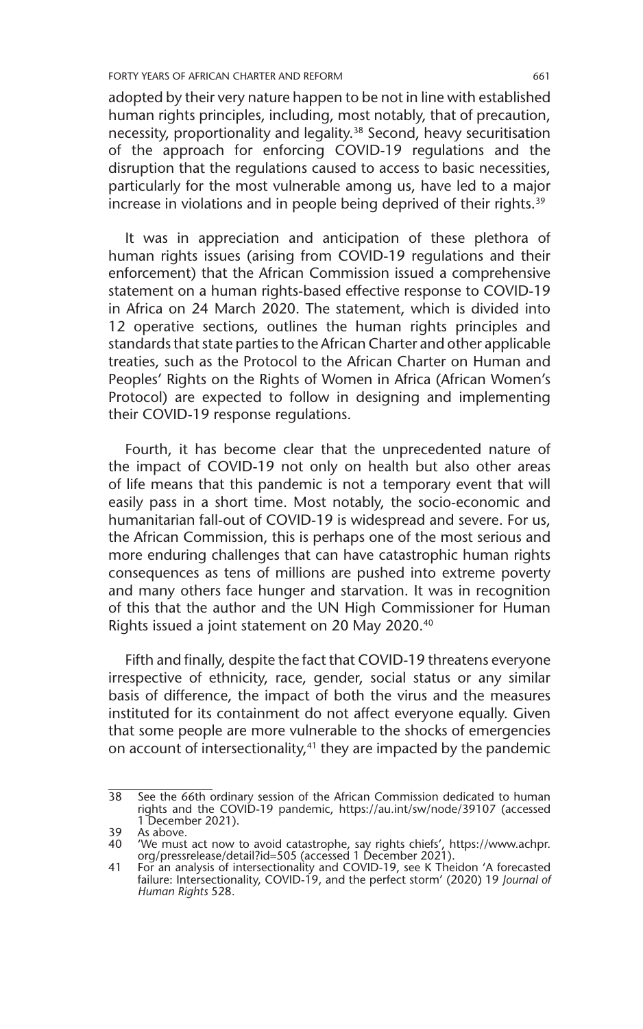adopted by their very nature happen to be not in line with established human rights principles, including, most notably, that of precaution, necessity, proportionality and legality.[38] Second, heavy securitisation of the approach for enforcing COVID-19 regulations and the disruption that the regulations caused to access to basic necessities, particularly for the most vulnerable among us, have led to a major increase in violations and in people being deprived of their rights.[39]

It was in appreciation and anticipation of these plethora of human rights issues (arising from COVID-19 regulations and their enforcement) that the African Commission issued a comprehensive statement on a human rights-based effective response to COVID-19 in Africa on 24 March 2020. The statement, which is divided into 12 operative sections, outlines the human rights principles and standards that state parties to the African Charter and other applicable treaties, such as the Protocol to the African Charter on Human and Peoples' Rights on the Rights of Women in Africa (African Women's Protocol) are expected to follow in designing and implementing their COVID-19 response regulations.

Fourth, it has become clear that the unprecedented nature of the impact of COVID-19 not only on health but also other areas of life means that this pandemic is not a temporary event that will easily pass in a short time. Most notably, the socio-economic and humanitarian fall-out of COVID-19 is widespread and severe. For us, the African Commission, this is perhaps one of the most serious and more enduring challenges that can have catastrophic human rights consequences as tens of millions are pushed into extreme poverty and many others face hunger and starvation. It was in recognition of this that the author and the UN High Commissioner for Human Rights issued a joint statement on 20 May 2020.[40]

Fifth and finally, despite the fact that COVID-19 threatens everyone irrespective of ethnicity, race, gender, social status or any similar basis of difference, the impact of both the virus and the measures instituted for its containment do not affect everyone equally. Given that some people are more vulnerable to the shocks of emergencies on account of intersectionality,[41] they are impacted by the pandemic

---

38 See the 66th ordinary session of the African Commission dedicated to human rights and the COVID-19 pandemic, https://au.int/sw/node/39107 (accessed 1 December 2021).

39 As above.

40 'We must act now to avoid catastrophe, say rights chiefs', https://www.achpr.org/pressrelease/detail?id=505 (accessed 1 December 2021).

41 For an analysis of intersectionality and COVID-19, see K Theidon 'A forecasted failure: Intersectionality, COVID-19, and the perfect storm' (2020) 19 *Journal of Human Rights* 528.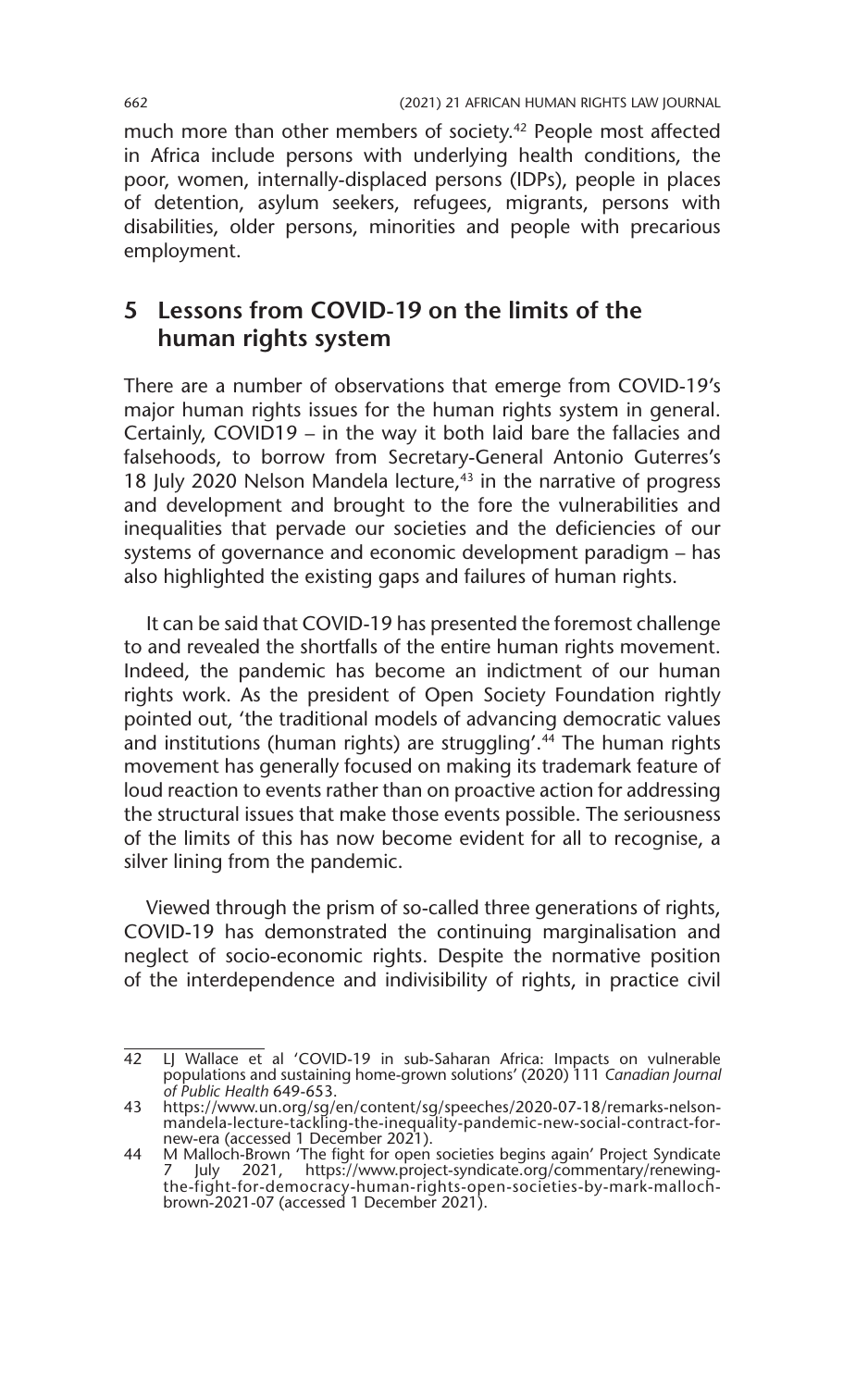much more than other members of society.[42] People most affected in Africa include persons with underlying health conditions, the poor, women, internally-displaced persons (IDPs), people in places of detention, asylum seekers, refugees, migrants, persons with disabilities, older persons, minorities and people with precarious employment.

## 5 Lessons from COVID-19 on the limits of the human rights system

There are a number of observations that emerge from COVID-19's major human rights issues for the human rights system in general. Certainly, COVID19 – in the way it both laid bare the fallacies and falsehoods, to borrow from Secretary-General Antonio Guterres's 18 July 2020 Nelson Mandela lecture,[43] in the narrative of progress and development and brought to the fore the vulnerabilities and inequalities that pervade our societies and the deficiencies of our systems of governance and economic development paradigm – has also highlighted the existing gaps and failures of human rights.

It can be said that COVID-19 has presented the foremost challenge to and revealed the shortfalls of the entire human rights movement. Indeed, the pandemic has become an indictment of our human rights work. As the president of Open Society Foundation rightly pointed out, 'the traditional models of advancing democratic values and institutions (human rights) are struggling'.[44] The human rights movement has generally focused on making its trademark feature of loud reaction to events rather than on proactive action for addressing the structural issues that make those events possible. The seriousness of the limits of this has now become evident for all to recognise, a silver lining from the pandemic.

Viewed through the prism of so-called three generations of rights, COVID-19 has demonstrated the continuing marginalisation and neglect of socio-economic rights. Despite the normative position of the interdependence and indivisibility of rights, in practice civil

---

42 LJ Wallace et al 'COVID-19 in sub-Saharan Africa: Impacts on vulnerable populations and sustaining home-grown solutions' (2020) 111 *Canadian Journal of Public Health* 649-653.

43 https://www.un.org/sg/en/content/sg/speeches/2020-07-18/remarks-nelson-mandela-lecture-tackling-the-inequality-pandemic-new-social-contract-for-new-era (accessed 1 December 2021).

44 M Malloch-Brown 'The fight for open societies begins again' Project Syndicate 7 July 2021, https://www.project-syndicate.org/commentary/renewing-the-fight-for-democracy-human-rights-open-societies-by-mark-malloch-brown-2021-07 (accessed 1 December 2021).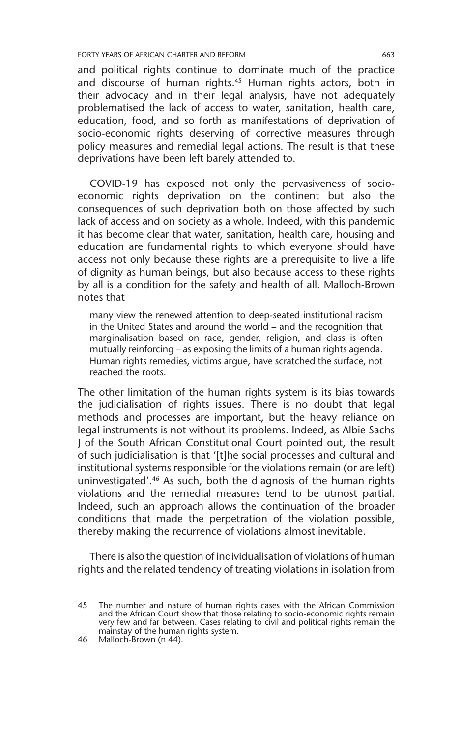and political rights continue to dominate much of the practice and discourse of human rights.[45] Human rights actors, both in their advocacy and in their legal analysis, have not adequately problematised the lack of access to water, sanitation, health care, education, food, and so forth as manifestations of deprivation of socio-economic rights deserving of corrective measures through policy measures and remedial legal actions. The result is that these deprivations have been left barely attended to.

COVID-19 has exposed not only the pervasiveness of socio-economic rights deprivation on the continent but also the consequences of such deprivation both on those affected by such lack of access and on society as a whole. Indeed, with this pandemic it has become clear that water, sanitation, health care, housing and education are fundamental rights to which everyone should have access not only because these rights are a prerequisite to live a life of dignity as human beings, but also because access to these rights by all is a condition for the safety and health of all. Malloch-Brown notes that

> many view the renewed attention to deep-seated institutional racism in the United States and around the world – and the recognition that marginalisation based on race, gender, religion, and class is often mutually reinforcing – as exposing the limits of a human rights agenda. Human rights remedies, victims argue, have scratched the surface, not reached the roots.

The other limitation of the human rights system is its bias towards the judicialisation of rights issues. There is no doubt that legal methods and processes are important, but the heavy reliance on legal instruments is not without its problems. Indeed, as Albie Sachs J of the South African Constitutional Court pointed out, the result of such judicialisation is that '[t]he social processes and cultural and institutional systems responsible for the violations remain (or are left) uninvestigated'.[46] As such, both the diagnosis of the human rights violations and the remedial measures tend to be utmost partial. Indeed, such an approach allows the continuation of the broader conditions that made the perpetration of the violation possible, thereby making the recurrence of violations almost inevitable.

There is also the question of individualisation of violations of human rights and the related tendency of treating violations in isolation from

---

45 The number and nature of human rights cases with the African Commission and the African Court show that those relating to socio-economic rights remain very few and far between. Cases relating to civil and political rights remain the mainstay of the human rights system.

46 Malloch-Brown (n 44).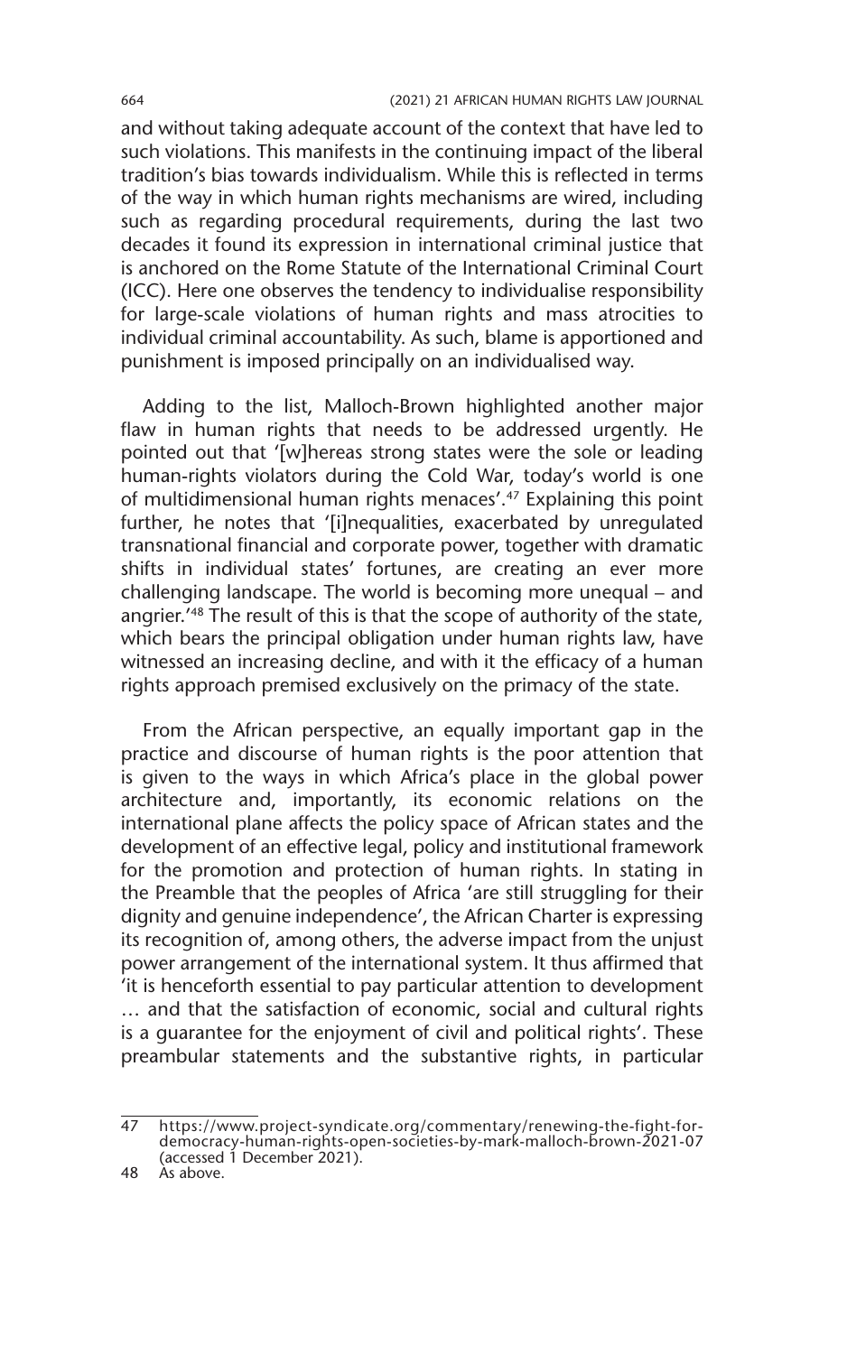and without taking adequate account of the context that have led to such violations. This manifests in the continuing impact of the liberal tradition's bias towards individualism. While this is reflected in terms of the way in which human rights mechanisms are wired, including such as regarding procedural requirements, during the last two decades it found its expression in international criminal justice that is anchored on the Rome Statute of the International Criminal Court (ICC). Here one observes the tendency to individualise responsibility for large-scale violations of human rights and mass atrocities to individual criminal accountability. As such, blame is apportioned and punishment is imposed principally on an individualised way.

Adding to the list, Malloch-Brown highlighted another major flaw in human rights that needs to be addressed urgently. He pointed out that '[w]hereas strong states were the sole or leading human-rights violators during the Cold War, today's world is one of multidimensional human rights menaces'.[47] Explaining this point further, he notes that '[i]nequalities, exacerbated by unregulated transnational financial and corporate power, together with dramatic shifts in individual states' fortunes, are creating an ever more challenging landscape. The world is becoming more unequal – and angrier.'[48] The result of this is that the scope of authority of the state, which bears the principal obligation under human rights law, have witnessed an increasing decline, and with it the efficacy of a human rights approach premised exclusively on the primacy of the state.

From the African perspective, an equally important gap in the practice and discourse of human rights is the poor attention that is given to the ways in which Africa's place in the global power architecture and, importantly, its economic relations on the international plane affects the policy space of African states and the development of an effective legal, policy and institutional framework for the promotion and protection of human rights. In stating in the Preamble that the peoples of Africa 'are still struggling for their dignity and genuine independence', the African Charter is expressing its recognition of, among others, the adverse impact from the unjust power arrangement of the international system. It thus affirmed that 'it is henceforth essential to pay particular attention to development … and that the satisfaction of economic, social and cultural rights is a guarantee for the enjoyment of civil and political rights'. These preambular statements and the substantive rights, in particular

---

47 https://www.project-syndicate.org/commentary/renewing-the-fight-for-democracy-human-rights-open-societies-by-mark-malloch-brown-2021-07 (accessed 1 December 2021).

48 As above.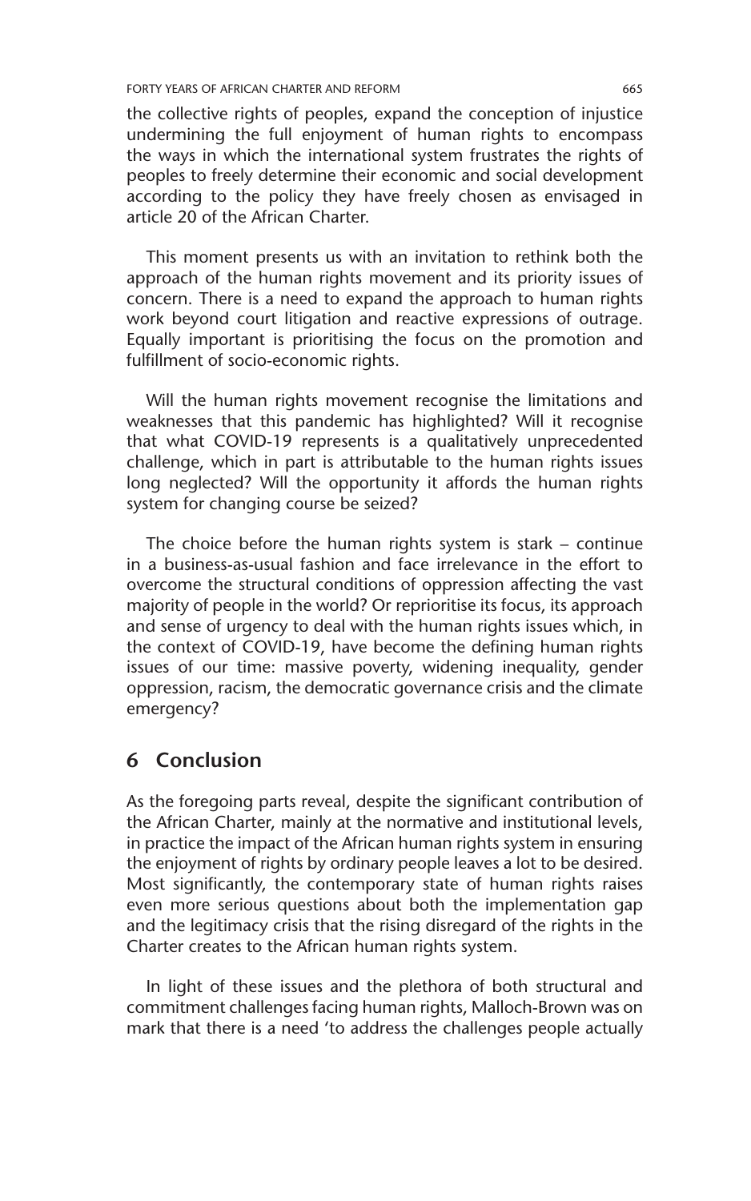the collective rights of peoples, expand the conception of injustice undermining the full enjoyment of human rights to encompass the ways in which the international system frustrates the rights of peoples to freely determine their economic and social development according to the policy they have freely chosen as envisaged in article 20 of the African Charter.

This moment presents us with an invitation to rethink both the approach of the human rights movement and its priority issues of concern. There is a need to expand the approach to human rights work beyond court litigation and reactive expressions of outrage. Equally important is prioritising the focus on the promotion and fulfillment of socio-economic rights.

Will the human rights movement recognise the limitations and weaknesses that this pandemic has highlighted? Will it recognise that what COVID-19 represents is a qualitatively unprecedented challenge, which in part is attributable to the human rights issues long neglected? Will the opportunity it affords the human rights system for changing course be seized?

The choice before the human rights system is stark – continue in a business-as-usual fashion and face irrelevance in the effort to overcome the structural conditions of oppression affecting the vast majority of people in the world? Or reprioritise its focus, its approach and sense of urgency to deal with the human rights issues which, in the context of COVID-19, have become the defining human rights issues of our time: massive poverty, widening inequality, gender oppression, racism, the democratic governance crisis and the climate emergency?

## 6 Conclusion

As the foregoing parts reveal, despite the significant contribution of the African Charter, mainly at the normative and institutional levels, in practice the impact of the African human rights system in ensuring the enjoyment of rights by ordinary people leaves a lot to be desired. Most significantly, the contemporary state of human rights raises even more serious questions about both the implementation gap and the legitimacy crisis that the rising disregard of the rights in the Charter creates to the African human rights system.

In light of these issues and the plethora of both structural and commitment challenges facing human rights, Malloch-Brown was on mark that there is a need 'to address the challenges people actually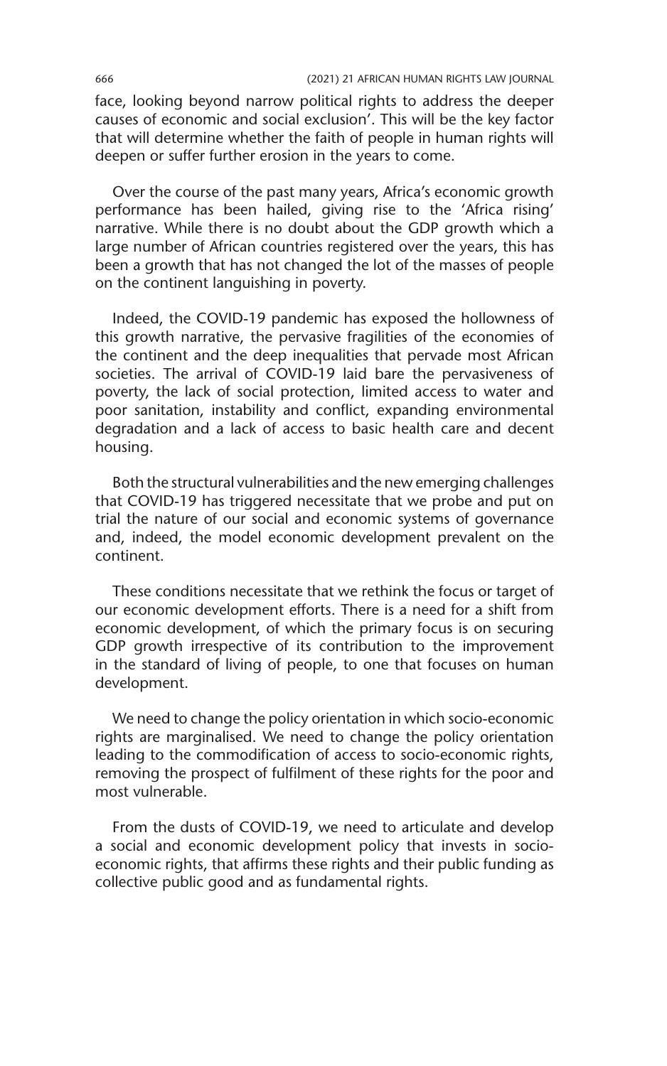face, looking beyond narrow political rights to address the deeper causes of economic and social exclusion'. This will be the key factor that will determine whether the faith of people in human rights will deepen or suffer further erosion in the years to come.

Over the course of the past many years, Africa's economic growth performance has been hailed, giving rise to the 'Africa rising' narrative. While there is no doubt about the GDP growth which a large number of African countries registered over the years, this has been a growth that has not changed the lot of the masses of people on the continent languishing in poverty.

Indeed, the COVID-19 pandemic has exposed the hollowness of this growth narrative, the pervasive fragilities of the economies of the continent and the deep inequalities that pervade most African societies. The arrival of COVID-19 laid bare the pervasiveness of poverty, the lack of social protection, limited access to water and poor sanitation, instability and conflict, expanding environmental degradation and a lack of access to basic health care and decent housing.

Both the structural vulnerabilities and the new emerging challenges that COVID-19 has triggered necessitate that we probe and put on trial the nature of our social and economic systems of governance and, indeed, the model economic development prevalent on the continent.

These conditions necessitate that we rethink the focus or target of our economic development efforts. There is a need for a shift from economic development, of which the primary focus is on securing GDP growth irrespective of its contribution to the improvement in the standard of living of people, to one that focuses on human development.

We need to change the policy orientation in which socio-economic rights are marginalised. We need to change the policy orientation leading to the commodification of access to socio-economic rights, removing the prospect of fulfilment of these rights for the poor and most vulnerable.

From the dusts of COVID-19, we need to articulate and develop a social and economic development policy that invests in socio-economic rights, that affirms these rights and their public funding as collective public good and as fundamental rights.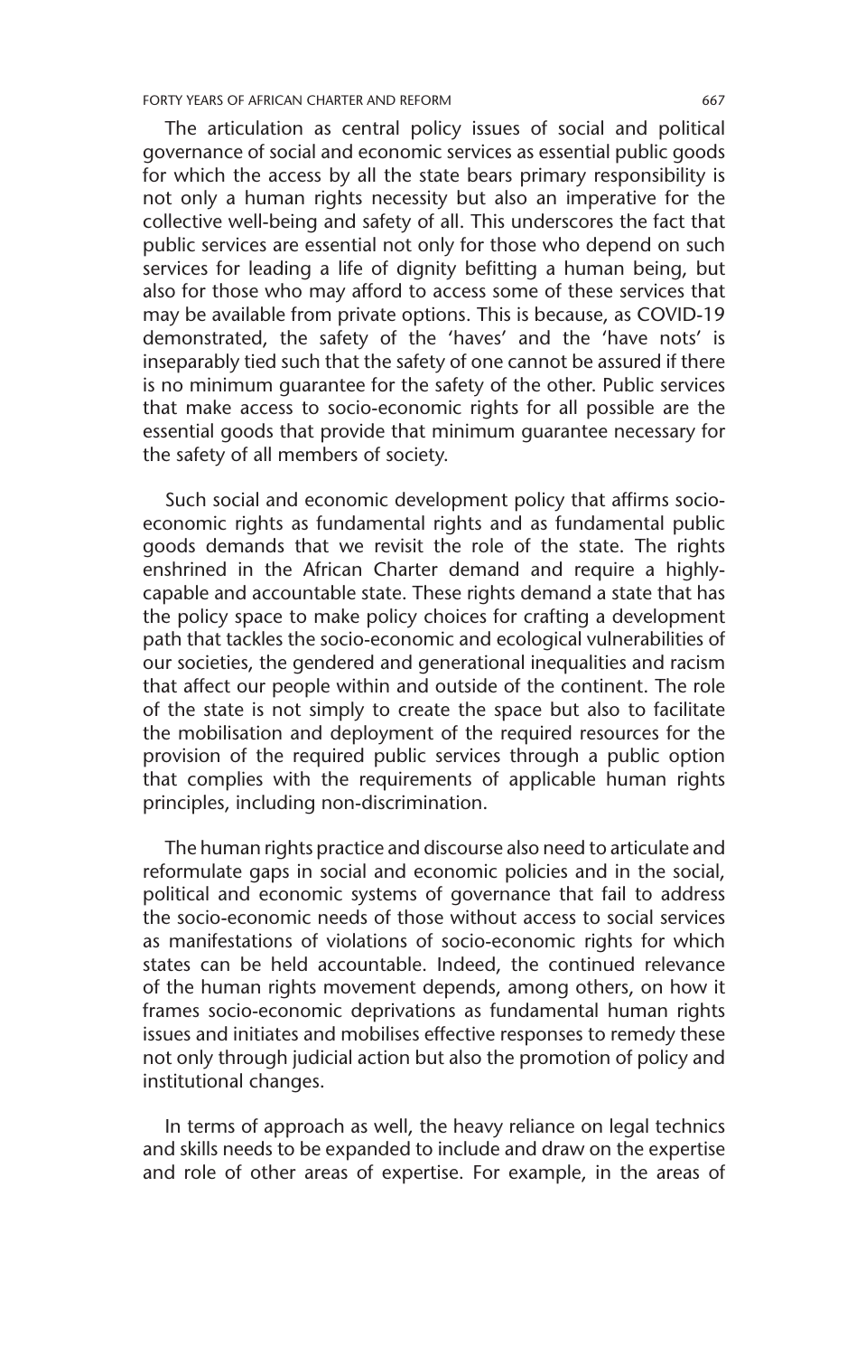The articulation as central policy issues of social and political governance of social and economic services as essential public goods for which the access by all the state bears primary responsibility is not only a human rights necessity but also an imperative for the collective well-being and safety of all. This underscores the fact that public services are essential not only for those who depend on such services for leading a life of dignity befitting a human being, but also for those who may afford to access some of these services that may be available from private options. This is because, as COVID-19 demonstrated, the safety of the 'haves' and the 'have nots' is inseparably tied such that the safety of one cannot be assured if there is no minimum guarantee for the safety of the other. Public services that make access to socio-economic rights for all possible are the essential goods that provide that minimum guarantee necessary for the safety of all members of society.

Such social and economic development policy that affirms socio-economic rights as fundamental rights and as fundamental public goods demands that we revisit the role of the state. The rights enshrined in the African Charter demand and require a highly-capable and accountable state. These rights demand a state that has the policy space to make policy choices for crafting a development path that tackles the socio-economic and ecological vulnerabilities of our societies, the gendered and generational inequalities and racism that affect our people within and outside of the continent. The role of the state is not simply to create the space but also to facilitate the mobilisation and deployment of the required resources for the provision of the required public services through a public option that complies with the requirements of applicable human rights principles, including non-discrimination.

The human rights practice and discourse also need to articulate and reformulate gaps in social and economic policies and in the social, political and economic systems of governance that fail to address the socio-economic needs of those without access to social services as manifestations of violations of socio-economic rights for which states can be held accountable. Indeed, the continued relevance of the human rights movement depends, among others, on how it frames socio-economic deprivations as fundamental human rights issues and initiates and mobilises effective responses to remedy these not only through judicial action but also the promotion of policy and institutional changes.

In terms of approach as well, the heavy reliance on legal technics and skills needs to be expanded to include and draw on the expertise and role of other areas of expertise. For example, in the areas of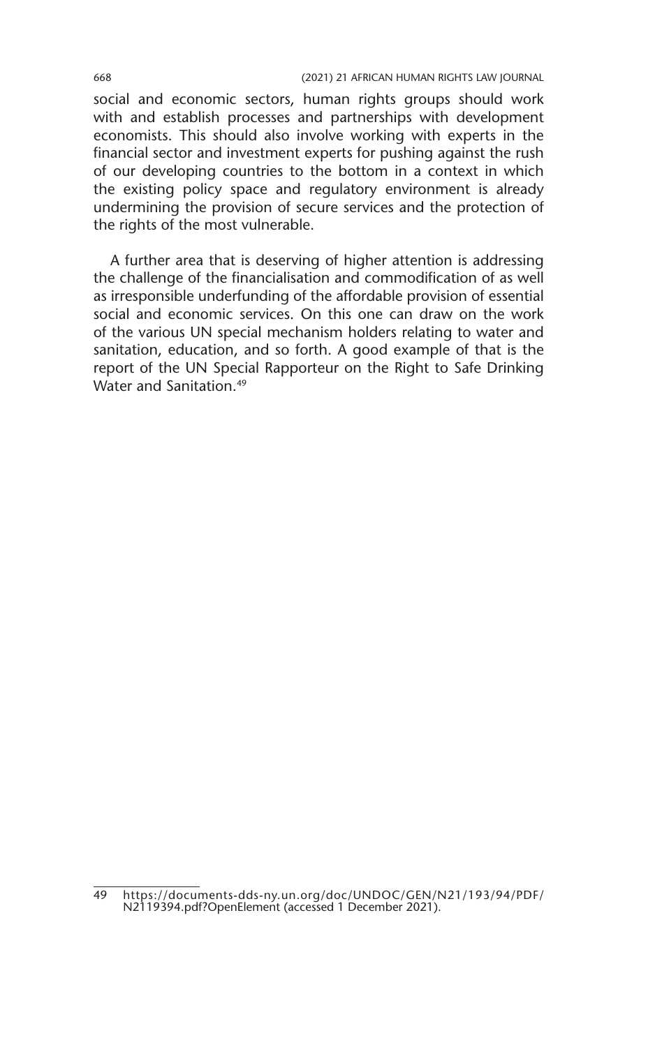social and economic sectors, human rights groups should work with and establish processes and partnerships with development economists. This should also involve working with experts in the financial sector and investment experts for pushing against the rush of our developing countries to the bottom in a context in which the existing policy space and regulatory environment is already undermining the provision of secure services and the protection of the rights of the most vulnerable.

A further area that is deserving of higher attention is addressing the challenge of the financialisation and commodification of as well as irresponsible underfunding of the affordable provision of essential social and economic services. On this one can draw on the work of the various UN special mechanism holders relating to water and sanitation, education, and so forth. A good example of that is the report of the UN Special Rapporteur on the Right to Safe Drinking Water and Sanitation.[49]

---

49 https://documents-dds-ny.un.org/doc/UNDOC/GEN/N21/193/94/PDF/N2119394.pdf?OpenElement (accessed 1 December 2021).